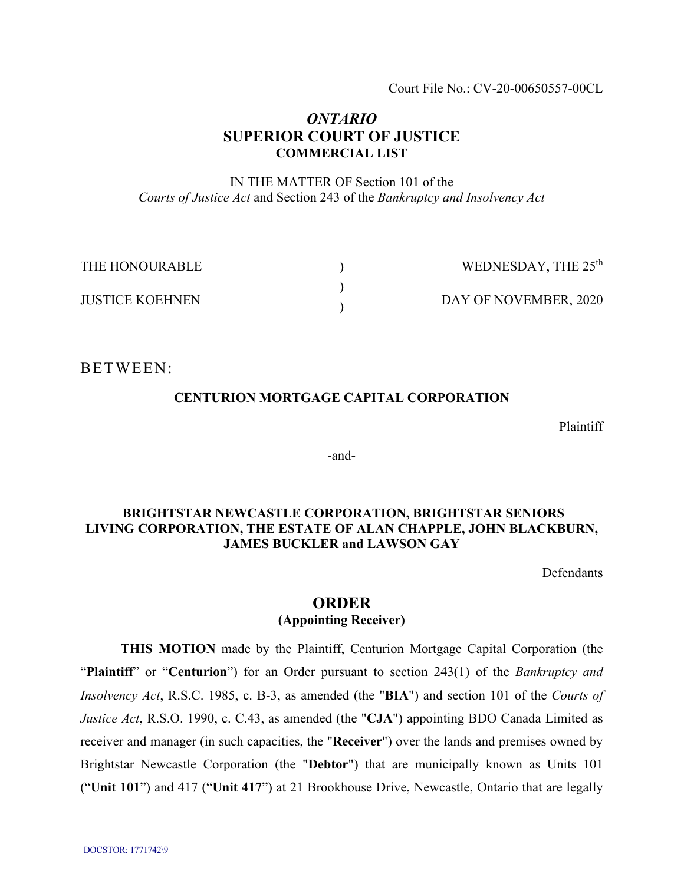Court File No.: CV-20-00650557-00CL

# *ONTARIO*
# SUPERIOR COURT OF JUSTICE
## COMMERCIAL LIST

IN THE MATTER OF Section 101 of the *Courts of Justice Act* and Section 243 of the *Bankruptcy and Insolvency Act*

| | | |
|---|---|---|
| THE HONOURABLE | ) | WEDNESDAY, THE 25th |
| | ) | |
| JUSTICE KOEHNEN | ) | DAY OF NOVEMBER, 2020 |

BETWEEN:

**CENTURION MORTGAGE CAPITAL CORPORATION**

Plaintiff

-and-

**BRIGHTSTAR NEWCASTLE CORPORATION, BRIGHTSTAR SENIORS LIVING CORPORATION, THE ESTATE OF ALAN CHAPPLE, JOHN BLACKBURN, JAMES BUCKLER and LAWSON GAY**

Defendants

## ORDER
### (Appointing Receiver)

**THIS MOTION** made by the Plaintiff, Centurion Mortgage Capital Corporation (the "**Plaintiff**" or "**Centurion**") for an Order pursuant to section 243(1) of the *Bankruptcy and Insolvency Act*, R.S.C. 1985, c. B-3, as amended (the "**BIA**") and section 101 of the *Courts of Justice Act*, R.S.O. 1990, c. C.43, as amended (the "**CJA**") appointing BDO Canada Limited as receiver and manager (in such capacities, the "**Receiver**") over the lands and premises owned by Brightstar Newcastle Corporation (the "**Debtor**") that are municipally known as Units 101 ("**Unit 101**") and 417 ("**Unit 417**") at 21 Brookhouse Drive, Newcastle, Ontario that are legally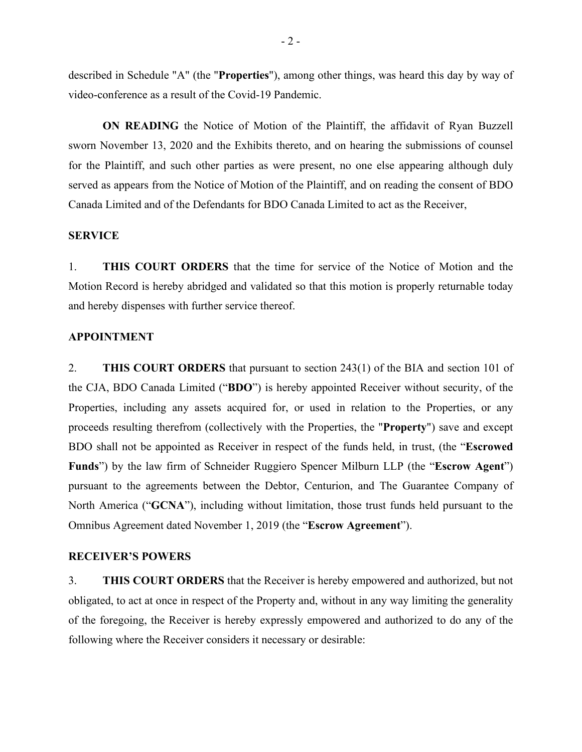described in Schedule "A" (the "**Properties**"), among other things, was heard this day by way of video-conference as a result of the Covid-19 Pandemic.

**ON READING** the Notice of Motion of the Plaintiff, the affidavit of Ryan Buzzell sworn November 13, 2020 and the Exhibits thereto, and on hearing the submissions of counsel for the Plaintiff, and such other parties as were present, no one else appearing although duly served as appears from the Notice of Motion of the Plaintiff, and on reading the consent of BDO Canada Limited and of the Defendants for BDO Canada Limited to act as the Receiver,

## SERVICE

1. **THIS COURT ORDERS** that the time for service of the Notice of Motion and the Motion Record is hereby abridged and validated so that this motion is properly returnable today and hereby dispenses with further service thereof.

## APPOINTMENT

2. **THIS COURT ORDERS** that pursuant to section 243(1) of the BIA and section 101 of the CJA, BDO Canada Limited ("**BDO**") is hereby appointed Receiver without security, of the Properties, including any assets acquired for, or used in relation to the Properties, or any proceeds resulting therefrom (collectively with the Properties, the "**Property**") save and except BDO shall not be appointed as Receiver in respect of the funds held, in trust, (the "**Escrowed Funds**") by the law firm of Schneider Ruggiero Spencer Milburn LLP (the "**Escrow Agent**") pursuant to the agreements between the Debtor, Centurion, and The Guarantee Company of North America ("**GCNA**"), including without limitation, those trust funds held pursuant to the Omnibus Agreement dated November 1, 2019 (the "**Escrow Agreement**").

## RECEIVER'S POWERS

3. **THIS COURT ORDERS** that the Receiver is hereby empowered and authorized, but not obligated, to act at once in respect of the Property and, without in any way limiting the generality of the foregoing, the Receiver is hereby expressly empowered and authorized to do any of the following where the Receiver considers it necessary or desirable: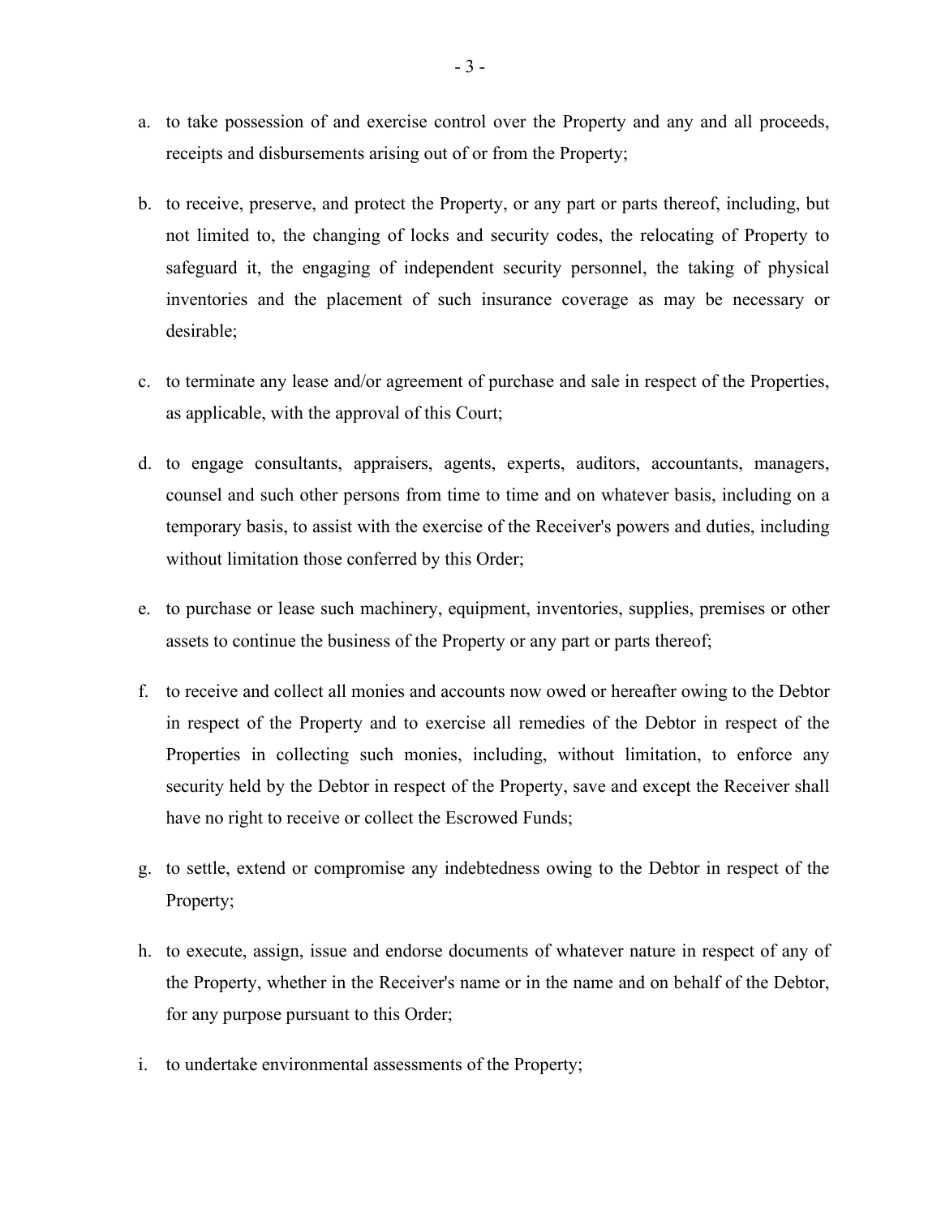a. to take possession of and exercise control over the Property and any and all proceeds, receipts and disbursements arising out of or from the Property;

b. to receive, preserve, and protect the Property, or any part or parts thereof, including, but not limited to, the changing of locks and security codes, the relocating of Property to safeguard it, the engaging of independent security personnel, the taking of physical inventories and the placement of such insurance coverage as may be necessary or desirable;

c. to terminate any lease and/or agreement of purchase and sale in respect of the Properties, as applicable, with the approval of this Court;

d. to engage consultants, appraisers, agents, experts, auditors, accountants, managers, counsel and such other persons from time to time and on whatever basis, including on a temporary basis, to assist with the exercise of the Receiver's powers and duties, including without limitation those conferred by this Order;

e. to purchase or lease such machinery, equipment, inventories, supplies, premises or other assets to continue the business of the Property or any part or parts thereof;

f. to receive and collect all monies and accounts now owed or hereafter owing to the Debtor in respect of the Property and to exercise all remedies of the Debtor in respect of the Properties in collecting such monies, including, without limitation, to enforce any security held by the Debtor in respect of the Property, save and except the Receiver shall have no right to receive or collect the Escrowed Funds;

g. to settle, extend or compromise any indebtedness owing to the Debtor in respect of the Property;

h. to execute, assign, issue and endorse documents of whatever nature in respect of any of the Property, whether in the Receiver's name or in the name and on behalf of the Debtor, for any purpose pursuant to this Order;

i. to undertake environmental assessments of the Property;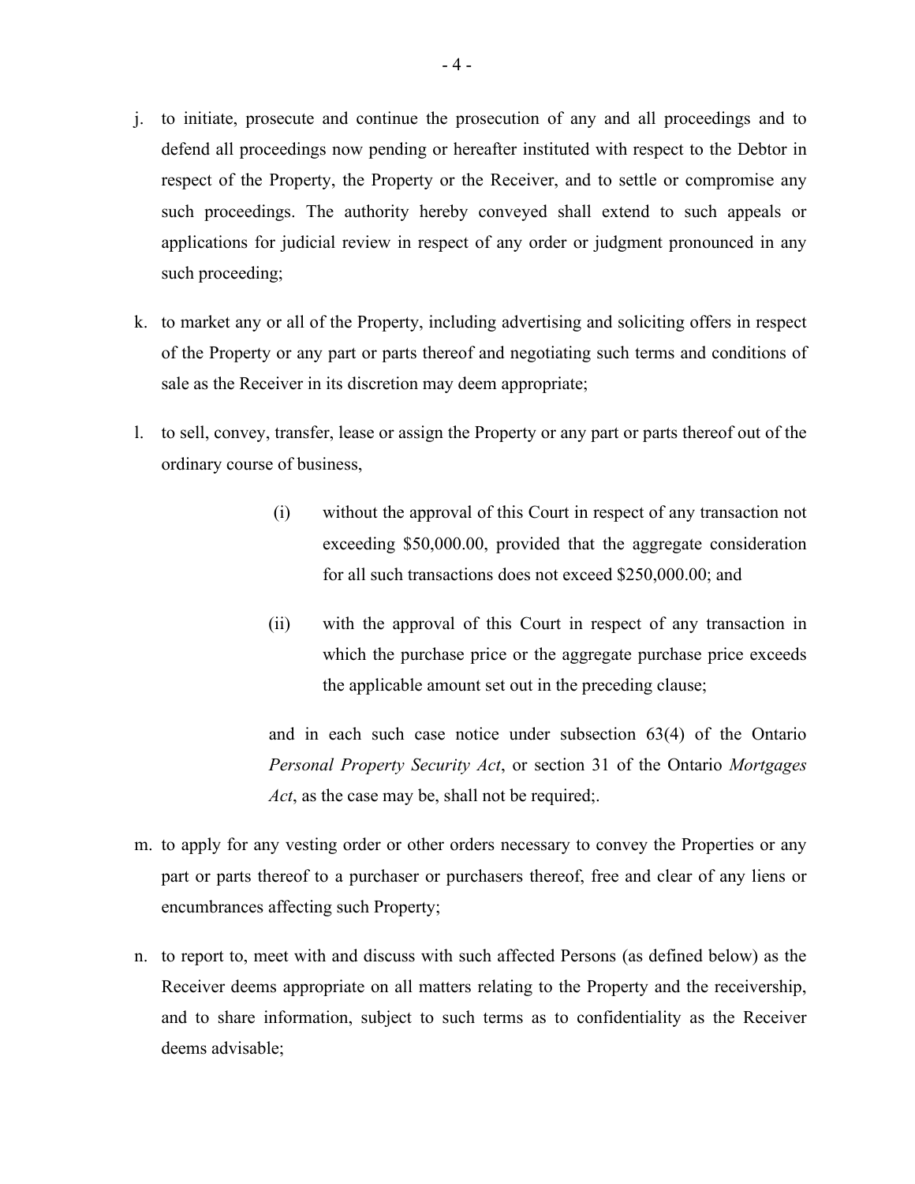j. to initiate, prosecute and continue the prosecution of any and all proceedings and to defend all proceedings now pending or hereafter instituted with respect to the Debtor in respect of the Property, the Property or the Receiver, and to settle or compromise any such proceedings. The authority hereby conveyed shall extend to such appeals or applications for judicial review in respect of any order or judgment pronounced in any such proceeding;

k. to market any or all of the Property, including advertising and soliciting offers in respect of the Property or any part or parts thereof and negotiating such terms and conditions of sale as the Receiver in its discretion may deem appropriate;

l. to sell, convey, transfer, lease or assign the Property or any part or parts thereof out of the ordinary course of business,

   (i) without the approval of this Court in respect of any transaction not exceeding \$50,000.00, provided that the aggregate consideration for all such transactions does not exceed \$250,000.00; and

   (ii) with the approval of this Court in respect of any transaction in which the purchase price or the aggregate purchase price exceeds the applicable amount set out in the preceding clause;

   and in each such case notice under subsection 63(4) of the Ontario *Personal Property Security Act*, or section 31 of the Ontario *Mortgages Act*, as the case may be, shall not be required;.

m. to apply for any vesting order or other orders necessary to convey the Properties or any part or parts thereof to a purchaser or purchasers thereof, free and clear of any liens or encumbrances affecting such Property;

n. to report to, meet with and discuss with such affected Persons (as defined below) as the Receiver deems appropriate on all matters relating to the Property and the receivership, and to share information, subject to such terms as to confidentiality as the Receiver deems advisable;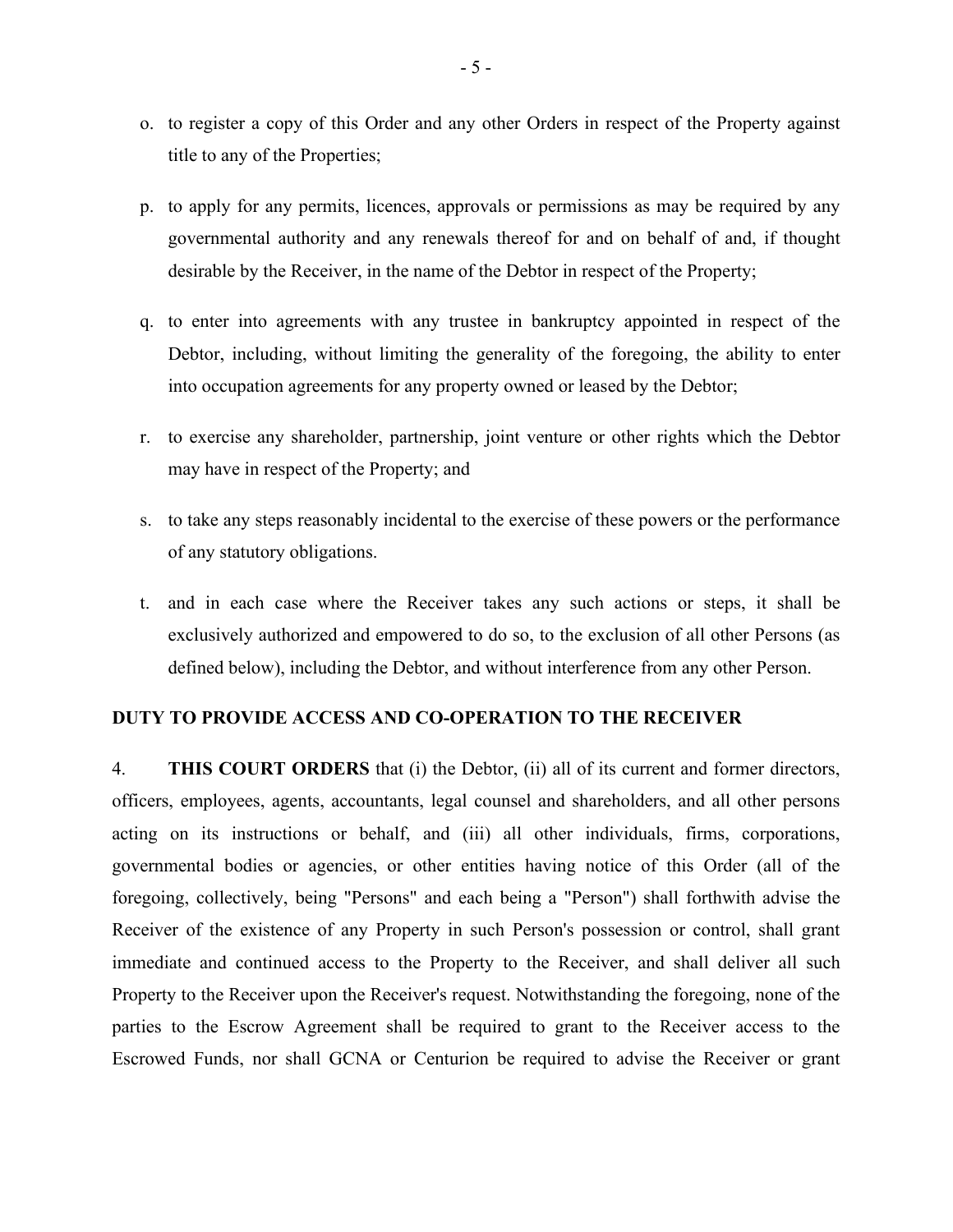o. to register a copy of this Order and any other Orders in respect of the Property against title to any of the Properties;

p. to apply for any permits, licences, approvals or permissions as may be required by any governmental authority and any renewals thereof for and on behalf of and, if thought desirable by the Receiver, in the name of the Debtor in respect of the Property;

q. to enter into agreements with any trustee in bankruptcy appointed in respect of the Debtor, including, without limiting the generality of the foregoing, the ability to enter into occupation agreements for any property owned or leased by the Debtor;

r. to exercise any shareholder, partnership, joint venture or other rights which the Debtor may have in respect of the Property; and

s. to take any steps reasonably incidental to the exercise of these powers or the performance of any statutory obligations.

t. and in each case where the Receiver takes any such actions or steps, it shall be exclusively authorized and empowered to do so, to the exclusion of all other Persons (as defined below), including the Debtor, and without interference from any other Person.

**DUTY TO PROVIDE ACCESS AND CO-OPERATION TO THE RECEIVER**

4. **THIS COURT ORDERS** that (i) the Debtor, (ii) all of its current and former directors, officers, employees, agents, accountants, legal counsel and shareholders, and all other persons acting on its instructions or behalf, and (iii) all other individuals, firms, corporations, governmental bodies or agencies, or other entities having notice of this Order (all of the foregoing, collectively, being "Persons" and each being a "Person") shall forthwith advise the Receiver of the existence of any Property in such Person's possession or control, shall grant immediate and continued access to the Property to the Receiver, and shall deliver all such Property to the Receiver upon the Receiver's request. Notwithstanding the foregoing, none of the parties to the Escrow Agreement shall be required to grant to the Receiver access to the Escrowed Funds, nor shall GCNA or Centurion be required to advise the Receiver or grant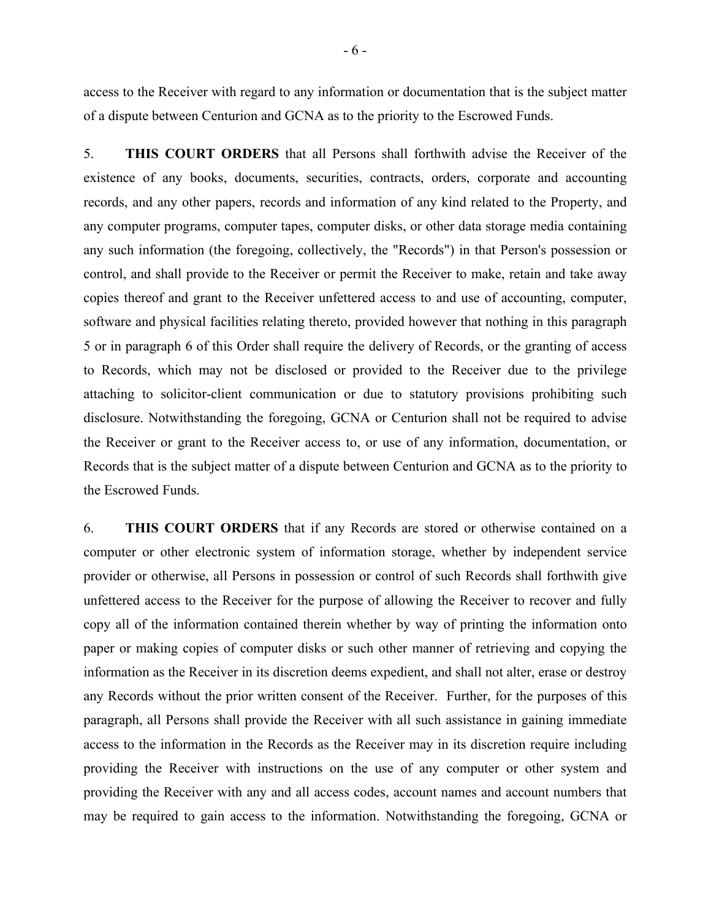access to the Receiver with regard to any information or documentation that is the subject matter of a dispute between Centurion and GCNA as to the priority to the Escrowed Funds.

5. **THIS COURT ORDERS** that all Persons shall forthwith advise the Receiver of the existence of any books, documents, securities, contracts, orders, corporate and accounting records, and any other papers, records and information of any kind related to the Property, and any computer programs, computer tapes, computer disks, or other data storage media containing any such information (the foregoing, collectively, the "Records") in that Person's possession or control, and shall provide to the Receiver or permit the Receiver to make, retain and take away copies thereof and grant to the Receiver unfettered access to and use of accounting, computer, software and physical facilities relating thereto, provided however that nothing in this paragraph 5 or in paragraph 6 of this Order shall require the delivery of Records, or the granting of access to Records, which may not be disclosed or provided to the Receiver due to the privilege attaching to solicitor-client communication or due to statutory provisions prohibiting such disclosure. Notwithstanding the foregoing, GCNA or Centurion shall not be required to advise the Receiver or grant to the Receiver access to, or use of any information, documentation, or Records that is the subject matter of a dispute between Centurion and GCNA as to the priority to the Escrowed Funds.

6. **THIS COURT ORDERS** that if any Records are stored or otherwise contained on a computer or other electronic system of information storage, whether by independent service provider or otherwise, all Persons in possession or control of such Records shall forthwith give unfettered access to the Receiver for the purpose of allowing the Receiver to recover and fully copy all of the information contained therein whether by way of printing the information onto paper or making copies of computer disks or such other manner of retrieving and copying the information as the Receiver in its discretion deems expedient, and shall not alter, erase or destroy any Records without the prior written consent of the Receiver. Further, for the purposes of this paragraph, all Persons shall provide the Receiver with all such assistance in gaining immediate access to the information in the Records as the Receiver may in its discretion require including providing the Receiver with instructions on the use of any computer or other system and providing the Receiver with any and all access codes, account names and account numbers that may be required to gain access to the information. Notwithstanding the foregoing, GCNA or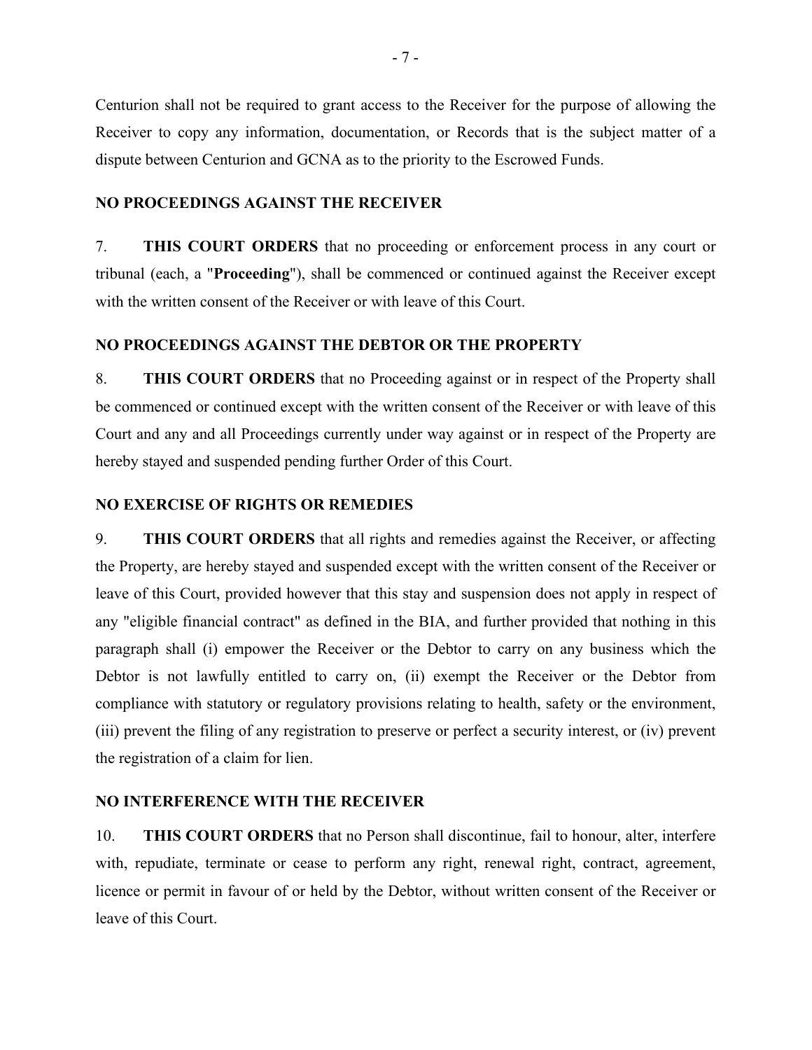Centurion shall not be required to grant access to the Receiver for the purpose of allowing the Receiver to copy any information, documentation, or Records that is the subject matter of a dispute between Centurion and GCNA as to the priority to the Escrowed Funds.

## NO PROCEEDINGS AGAINST THE RECEIVER

7. **THIS COURT ORDERS** that no proceeding or enforcement process in any court or tribunal (each, a "**Proceeding**"), shall be commenced or continued against the Receiver except with the written consent of the Receiver or with leave of this Court.

## NO PROCEEDINGS AGAINST THE DEBTOR OR THE PROPERTY

8. **THIS COURT ORDERS** that no Proceeding against or in respect of the Property shall be commenced or continued except with the written consent of the Receiver or with leave of this Court and any and all Proceedings currently under way against or in respect of the Property are hereby stayed and suspended pending further Order of this Court.

## NO EXERCISE OF RIGHTS OR REMEDIES

9. **THIS COURT ORDERS** that all rights and remedies against the Receiver, or affecting the Property, are hereby stayed and suspended except with the written consent of the Receiver or leave of this Court, provided however that this stay and suspension does not apply in respect of any "eligible financial contract" as defined in the BIA, and further provided that nothing in this paragraph shall (i) empower the Receiver or the Debtor to carry on any business which the Debtor is not lawfully entitled to carry on, (ii) exempt the Receiver or the Debtor from compliance with statutory or regulatory provisions relating to health, safety or the environment, (iii) prevent the filing of any registration to preserve or perfect a security interest, or (iv) prevent the registration of a claim for lien.

## NO INTERFERENCE WITH THE RECEIVER

10. **THIS COURT ORDERS** that no Person shall discontinue, fail to honour, alter, interfere with, repudiate, terminate or cease to perform any right, renewal right, contract, agreement, licence or permit in favour of or held by the Debtor, without written consent of the Receiver or leave of this Court.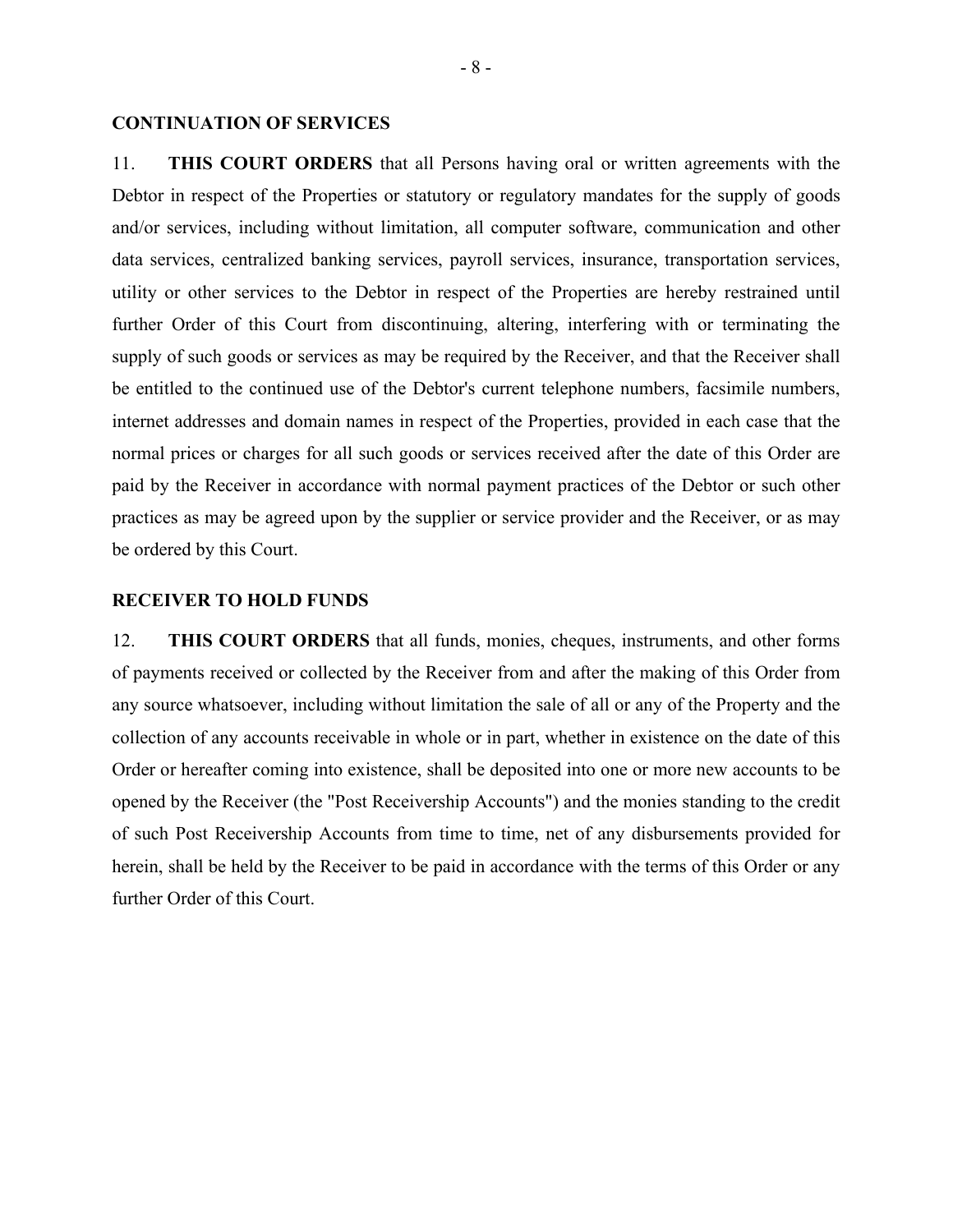## CONTINUATION OF SERVICES

11. **THIS COURT ORDERS** that all Persons having oral or written agreements with the Debtor in respect of the Properties or statutory or regulatory mandates for the supply of goods and/or services, including without limitation, all computer software, communication and other data services, centralized banking services, payroll services, insurance, transportation services, utility or other services to the Debtor in respect of the Properties are hereby restrained until further Order of this Court from discontinuing, altering, interfering with or terminating the supply of such goods or services as may be required by the Receiver, and that the Receiver shall be entitled to the continued use of the Debtor's current telephone numbers, facsimile numbers, internet addresses and domain names in respect of the Properties, provided in each case that the normal prices or charges for all such goods or services received after the date of this Order are paid by the Receiver in accordance with normal payment practices of the Debtor or such other practices as may be agreed upon by the supplier or service provider and the Receiver, or as may be ordered by this Court.

## RECEIVER TO HOLD FUNDS

12. **THIS COURT ORDERS** that all funds, monies, cheques, instruments, and other forms of payments received or collected by the Receiver from and after the making of this Order from any source whatsoever, including without limitation the sale of all or any of the Property and the collection of any accounts receivable in whole or in part, whether in existence on the date of this Order or hereafter coming into existence, shall be deposited into one or more new accounts to be opened by the Receiver (the "Post Receivership Accounts") and the monies standing to the credit of such Post Receivership Accounts from time to time, net of any disbursements provided for herein, shall be held by the Receiver to be paid in accordance with the terms of this Order or any further Order of this Court.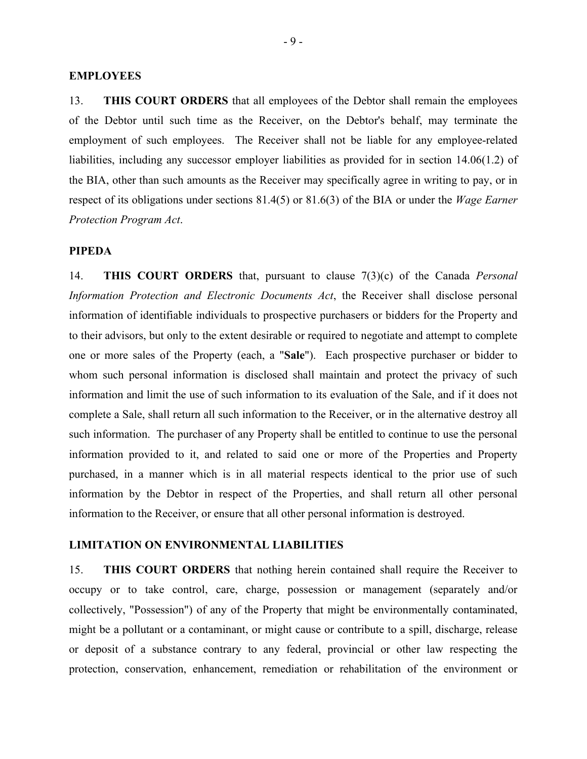**EMPLOYEES**

13. **THIS COURT ORDERS** that all employees of the Debtor shall remain the employees of the Debtor until such time as the Receiver, on the Debtor's behalf, may terminate the employment of such employees. The Receiver shall not be liable for any employee-related liabilities, including any successor employer liabilities as provided for in section 14.06(1.2) of the BIA, other than such amounts as the Receiver may specifically agree in writing to pay, or in respect of its obligations under sections 81.4(5) or 81.6(3) of the BIA or under the *Wage Earner Protection Program Act*.

**PIPEDA**

14. **THIS COURT ORDERS** that, pursuant to clause 7(3)(c) of the Canada *Personal Information Protection and Electronic Documents Act*, the Receiver shall disclose personal information of identifiable individuals to prospective purchasers or bidders for the Property and to their advisors, but only to the extent desirable or required to negotiate and attempt to complete one or more sales of the Property (each, a "**Sale**"). Each prospective purchaser or bidder to whom such personal information is disclosed shall maintain and protect the privacy of such information and limit the use of such information to its evaluation of the Sale, and if it does not complete a Sale, shall return all such information to the Receiver, or in the alternative destroy all such information. The purchaser of any Property shall be entitled to continue to use the personal information provided to it, and related to said one or more of the Properties and Property purchased, in a manner which is in all material respects identical to the prior use of such information by the Debtor in respect of the Properties, and shall return all other personal information to the Receiver, or ensure that all other personal information is destroyed.

**LIMITATION ON ENVIRONMENTAL LIABILITIES**

15. **THIS COURT ORDERS** that nothing herein contained shall require the Receiver to occupy or to take control, care, charge, possession or management (separately and/or collectively, "Possession") of any of the Property that might be environmentally contaminated, might be a pollutant or a contaminant, or might cause or contribute to a spill, discharge, release or deposit of a substance contrary to any federal, provincial or other law respecting the protection, conservation, enhancement, remediation or rehabilitation of the environment or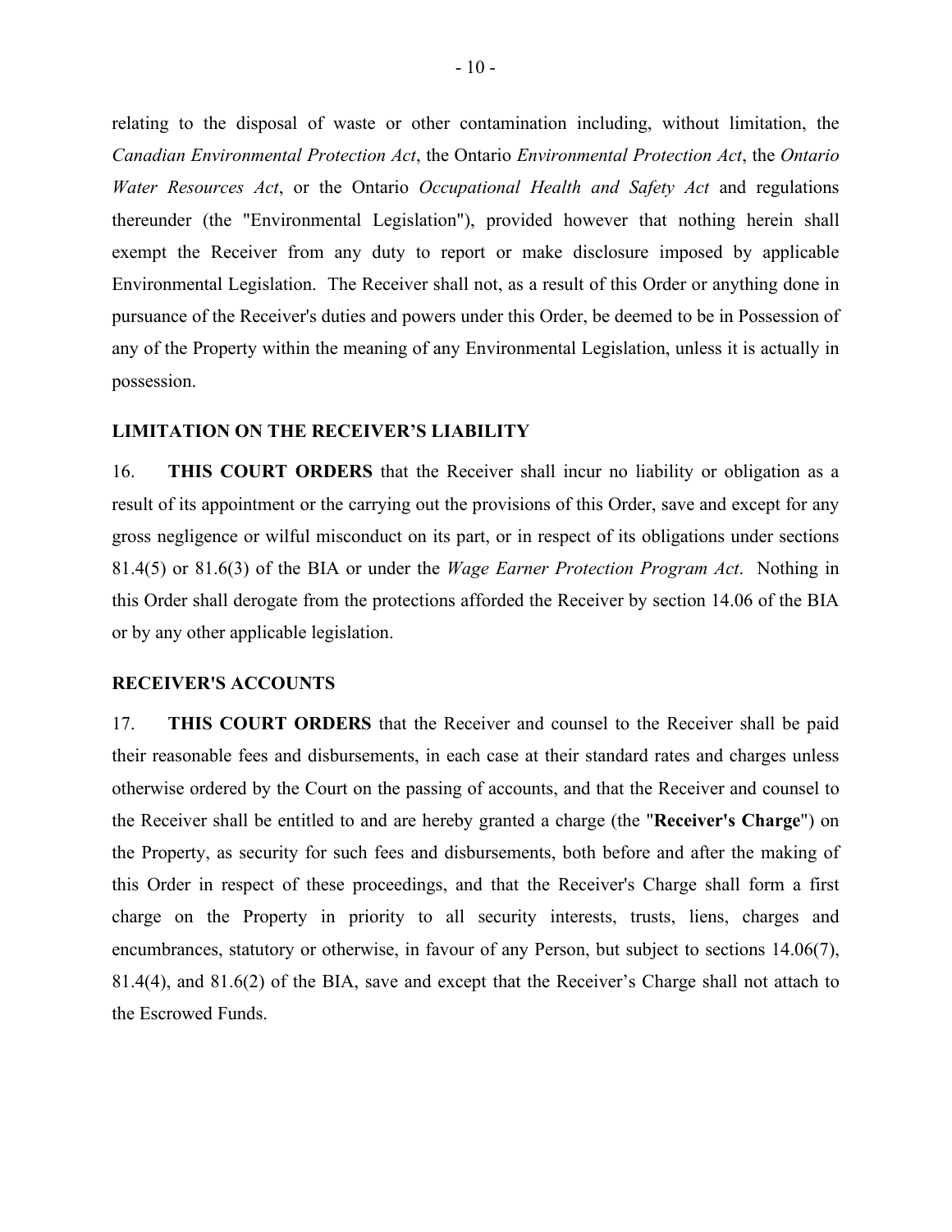relating to the disposal of waste or other contamination including, without limitation, the *Canadian Environmental Protection Act*, the Ontario *Environmental Protection Act*, the *Ontario Water Resources Act*, or the Ontario *Occupational Health and Safety Act* and regulations thereunder (the "Environmental Legislation"), provided however that nothing herein shall exempt the Receiver from any duty to report or make disclosure imposed by applicable Environmental Legislation. The Receiver shall not, as a result of this Order or anything done in pursuance of the Receiver's duties and powers under this Order, be deemed to be in Possession of any of the Property within the meaning of any Environmental Legislation, unless it is actually in possession.

**LIMITATION ON THE RECEIVER'S LIABILITY**

16. **THIS COURT ORDERS** that the Receiver shall incur no liability or obligation as a result of its appointment or the carrying out the provisions of this Order, save and except for any gross negligence or wilful misconduct on its part, or in respect of its obligations under sections 81.4(5) or 81.6(3) of the BIA or under the *Wage Earner Protection Program Act*. Nothing in this Order shall derogate from the protections afforded the Receiver by section 14.06 of the BIA or by any other applicable legislation.

**RECEIVER'S ACCOUNTS**

17. **THIS COURT ORDERS** that the Receiver and counsel to the Receiver shall be paid their reasonable fees and disbursements, in each case at their standard rates and charges unless otherwise ordered by the Court on the passing of accounts, and that the Receiver and counsel to the Receiver shall be entitled to and are hereby granted a charge (the "**Receiver's Charge**") on the Property, as security for such fees and disbursements, both before and after the making of this Order in respect of these proceedings, and that the Receiver's Charge shall form a first charge on the Property in priority to all security interests, trusts, liens, charges and encumbrances, statutory or otherwise, in favour of any Person, but subject to sections 14.06(7), 81.4(4), and 81.6(2) of the BIA, save and except that the Receiver's Charge shall not attach to the Escrowed Funds.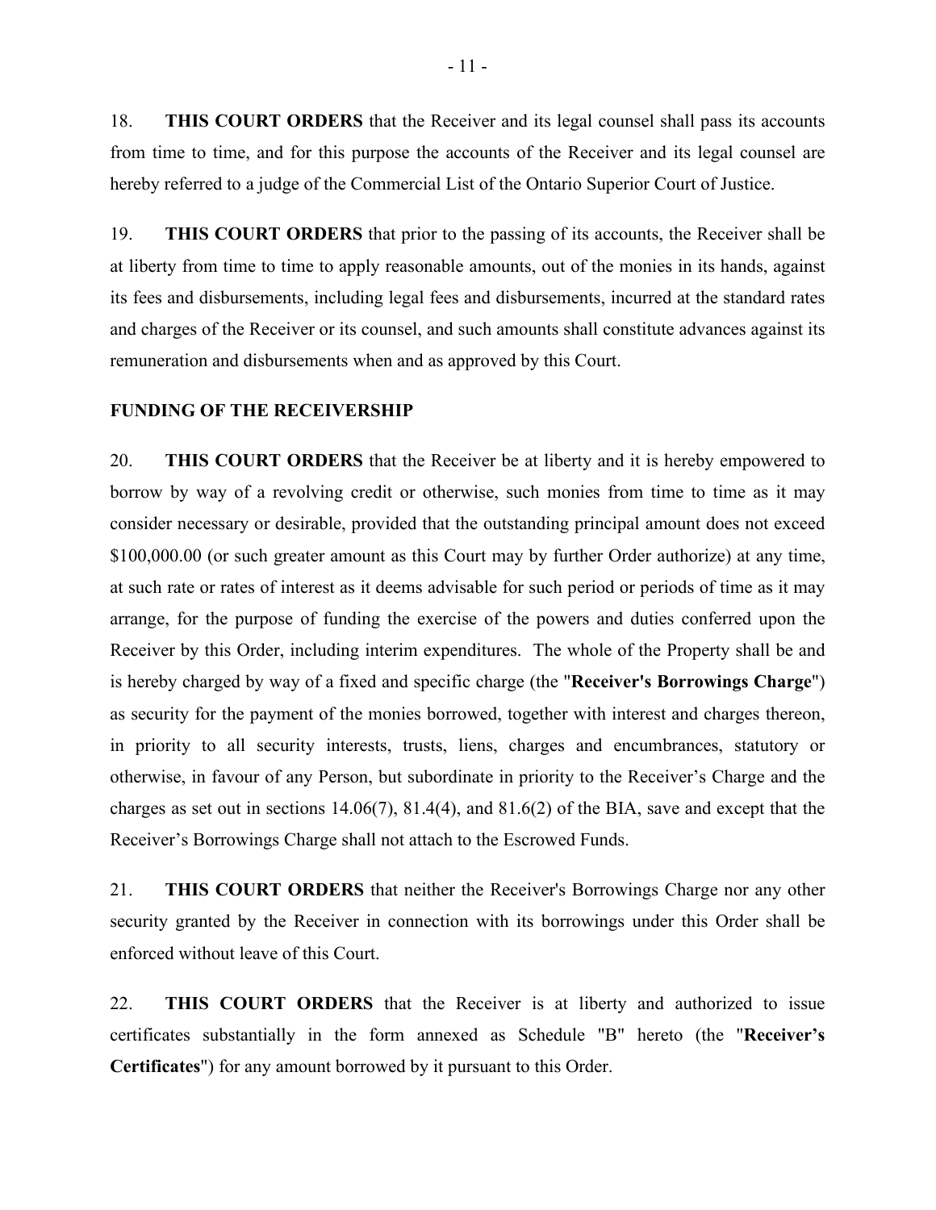18. **THIS COURT ORDERS** that the Receiver and its legal counsel shall pass its accounts from time to time, and for this purpose the accounts of the Receiver and its legal counsel are hereby referred to a judge of the Commercial List of the Ontario Superior Court of Justice.

19. **THIS COURT ORDERS** that prior to the passing of its accounts, the Receiver shall be at liberty from time to time to apply reasonable amounts, out of the monies in its hands, against its fees and disbursements, including legal fees and disbursements, incurred at the standard rates and charges of the Receiver or its counsel, and such amounts shall constitute advances against its remuneration and disbursements when and as approved by this Court.

**FUNDING OF THE RECEIVERSHIP**

20. **THIS COURT ORDERS** that the Receiver be at liberty and it is hereby empowered to borrow by way of a revolving credit or otherwise, such monies from time to time as it may consider necessary or desirable, provided that the outstanding principal amount does not exceed $100,000.00 (or such greater amount as this Court may by further Order authorize) at any time, at such rate or rates of interest as it deems advisable for such period or periods of time as it may arrange, for the purpose of funding the exercise of the powers and duties conferred upon the Receiver by this Order, including interim expenditures. The whole of the Property shall be and is hereby charged by way of a fixed and specific charge (the "**Receiver's Borrowings Charge**") as security for the payment of the monies borrowed, together with interest and charges thereon, in priority to all security interests, trusts, liens, charges and encumbrances, statutory or otherwise, in favour of any Person, but subordinate in priority to the Receiver's Charge and the charges as set out in sections 14.06(7), 81.4(4), and 81.6(2) of the BIA, save and except that the Receiver's Borrowings Charge shall not attach to the Escrowed Funds.

21. **THIS COURT ORDERS** that neither the Receiver's Borrowings Charge nor any other security granted by the Receiver in connection with its borrowings under this Order shall be enforced without leave of this Court.

22. **THIS COURT ORDERS** that the Receiver is at liberty and authorized to issue certificates substantially in the form annexed as Schedule "B" hereto (the "**Receiver's Certificates**") for any amount borrowed by it pursuant to this Order.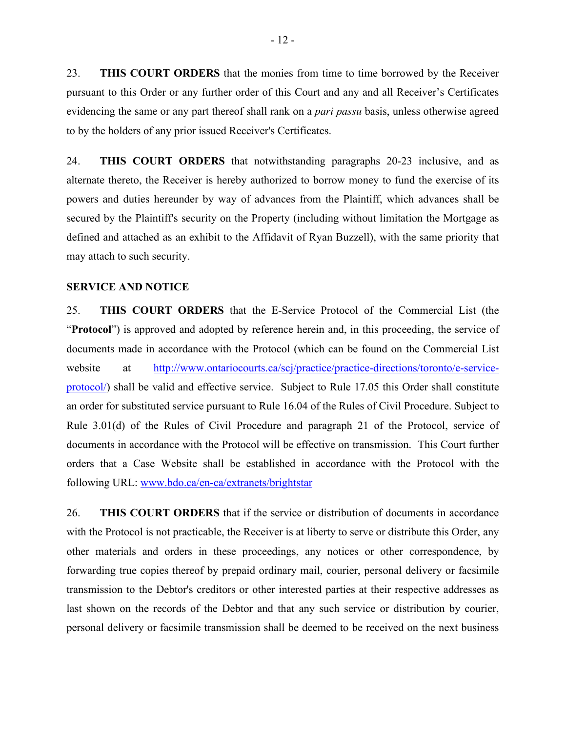23. **THIS COURT ORDERS** that the monies from time to time borrowed by the Receiver pursuant to this Order or any further order of this Court and any and all Receiver's Certificates evidencing the same or any part thereof shall rank on a *pari passu* basis, unless otherwise agreed to by the holders of any prior issued Receiver's Certificates.

24. **THIS COURT ORDERS** that notwithstanding paragraphs 20-23 inclusive, and as alternate thereto, the Receiver is hereby authorized to borrow money to fund the exercise of its powers and duties hereunder by way of advances from the Plaintiff, which advances shall be secured by the Plaintiff's security on the Property (including without limitation the Mortgage as defined and attached as an exhibit to the Affidavit of Ryan Buzzell), with the same priority that may attach to such security.

**SERVICE AND NOTICE**

25. **THIS COURT ORDERS** that the E-Service Protocol of the Commercial List (the "**Protocol**") is approved and adopted by reference herein and, in this proceeding, the service of documents made in accordance with the Protocol (which can be found on the Commercial List website at http://www.ontariocourts.ca/scj/practice/practice-directions/toronto/e-service-protocol/) shall be valid and effective service. Subject to Rule 17.05 this Order shall constitute an order for substituted service pursuant to Rule 16.04 of the Rules of Civil Procedure. Subject to Rule 3.01(d) of the Rules of Civil Procedure and paragraph 21 of the Protocol, service of documents in accordance with the Protocol will be effective on transmission. This Court further orders that a Case Website shall be established in accordance with the Protocol with the following URL: www.bdo.ca/en-ca/extranets/brightstar

26. **THIS COURT ORDERS** that if the service or distribution of documents in accordance with the Protocol is not practicable, the Receiver is at liberty to serve or distribute this Order, any other materials and orders in these proceedings, any notices or other correspondence, by forwarding true copies thereof by prepaid ordinary mail, courier, personal delivery or facsimile transmission to the Debtor's creditors or other interested parties at their respective addresses as last shown on the records of the Debtor and that any such service or distribution by courier, personal delivery or facsimile transmission shall be deemed to be received on the next business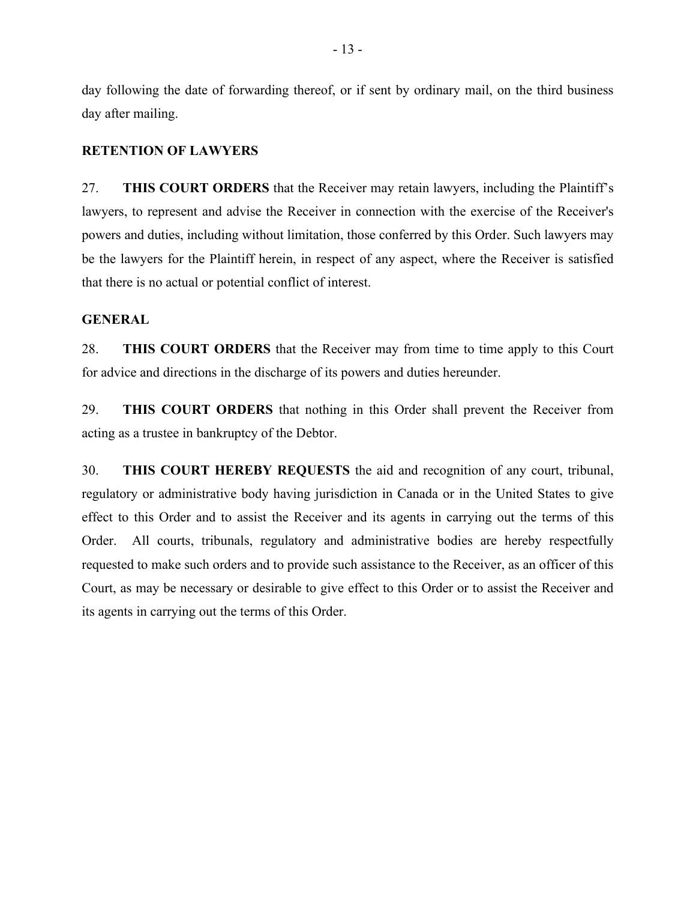day following the date of forwarding thereof, or if sent by ordinary mail, on the third business day after mailing.

## RETENTION OF LAWYERS

27. **THIS COURT ORDERS** that the Receiver may retain lawyers, including the Plaintiff's lawyers, to represent and advise the Receiver in connection with the exercise of the Receiver's powers and duties, including without limitation, those conferred by this Order. Such lawyers may be the lawyers for the Plaintiff herein, in respect of any aspect, where the Receiver is satisfied that there is no actual or potential conflict of interest.

## GENERAL

28. **THIS COURT ORDERS** that the Receiver may from time to time apply to this Court for advice and directions in the discharge of its powers and duties hereunder.

29. **THIS COURT ORDERS** that nothing in this Order shall prevent the Receiver from acting as a trustee in bankruptcy of the Debtor.

30. **THIS COURT HEREBY REQUESTS** the aid and recognition of any court, tribunal, regulatory or administrative body having jurisdiction in Canada or in the United States to give effect to this Order and to assist the Receiver and its agents in carrying out the terms of this Order. All courts, tribunals, regulatory and administrative bodies are hereby respectfully requested to make such orders and to provide such assistance to the Receiver, as an officer of this Court, as may be necessary or desirable to give effect to this Order or to assist the Receiver and its agents in carrying out the terms of this Order.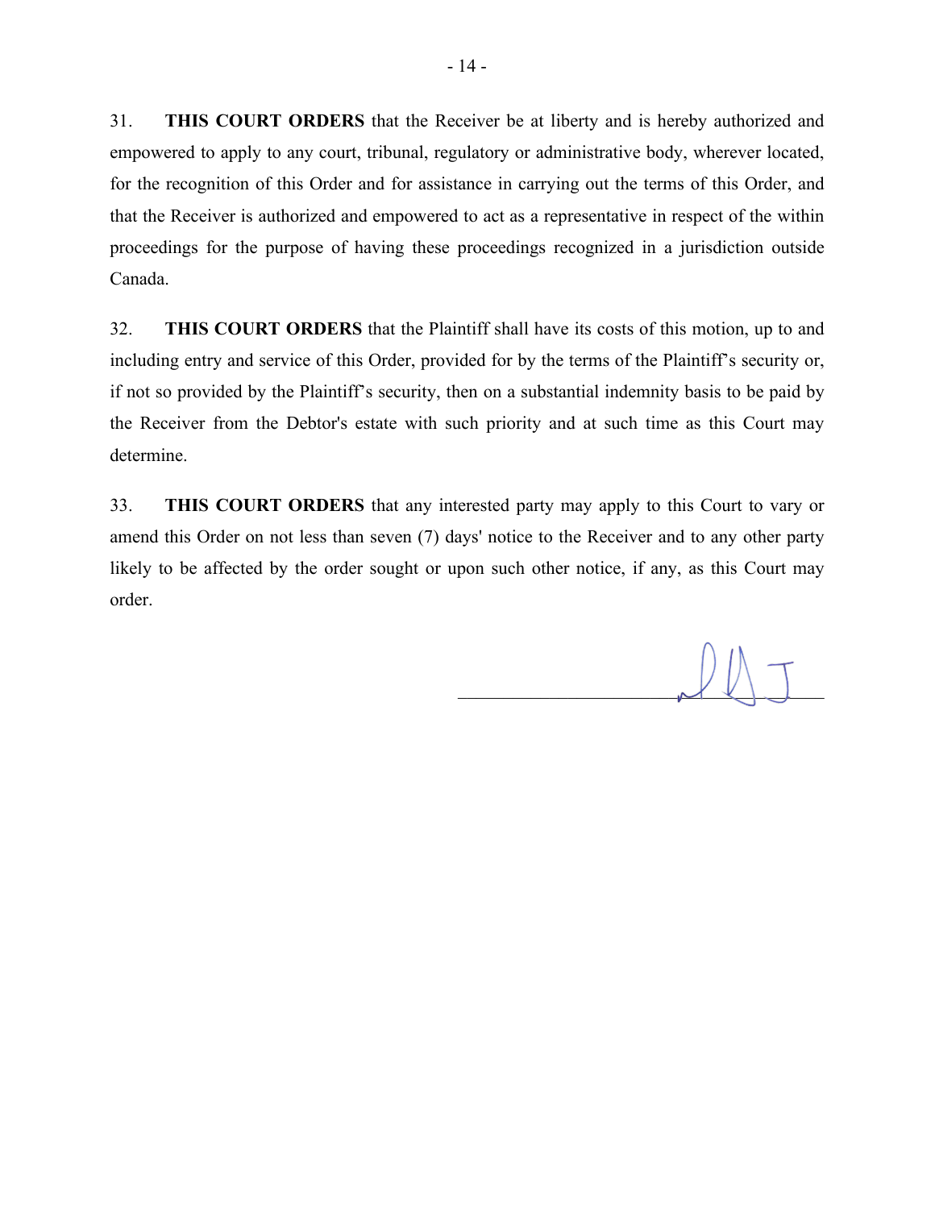31. **THIS COURT ORDERS** that the Receiver be at liberty and is hereby authorized and empowered to apply to any court, tribunal, regulatory or administrative body, wherever located, for the recognition of this Order and for assistance in carrying out the terms of this Order, and that the Receiver is authorized and empowered to act as a representative in respect of the within proceedings for the purpose of having these proceedings recognized in a jurisdiction outside Canada.

32. **THIS COURT ORDERS** that the Plaintiff shall have its costs of this motion, up to and including entry and service of this Order, provided for by the terms of the Plaintiff's security or, if not so provided by the Plaintiff's security, then on a substantial indemnity basis to be paid by the Receiver from the Debtor's estate with such priority and at such time as this Court may determine.

33. **THIS COURT ORDERS** that any interested party may apply to this Court to vary or amend this Order on not less than seven (7) days' notice to the Receiver and to any other party likely to be affected by the order sought or upon such other notice, if any, as this Court may order.

_______________________________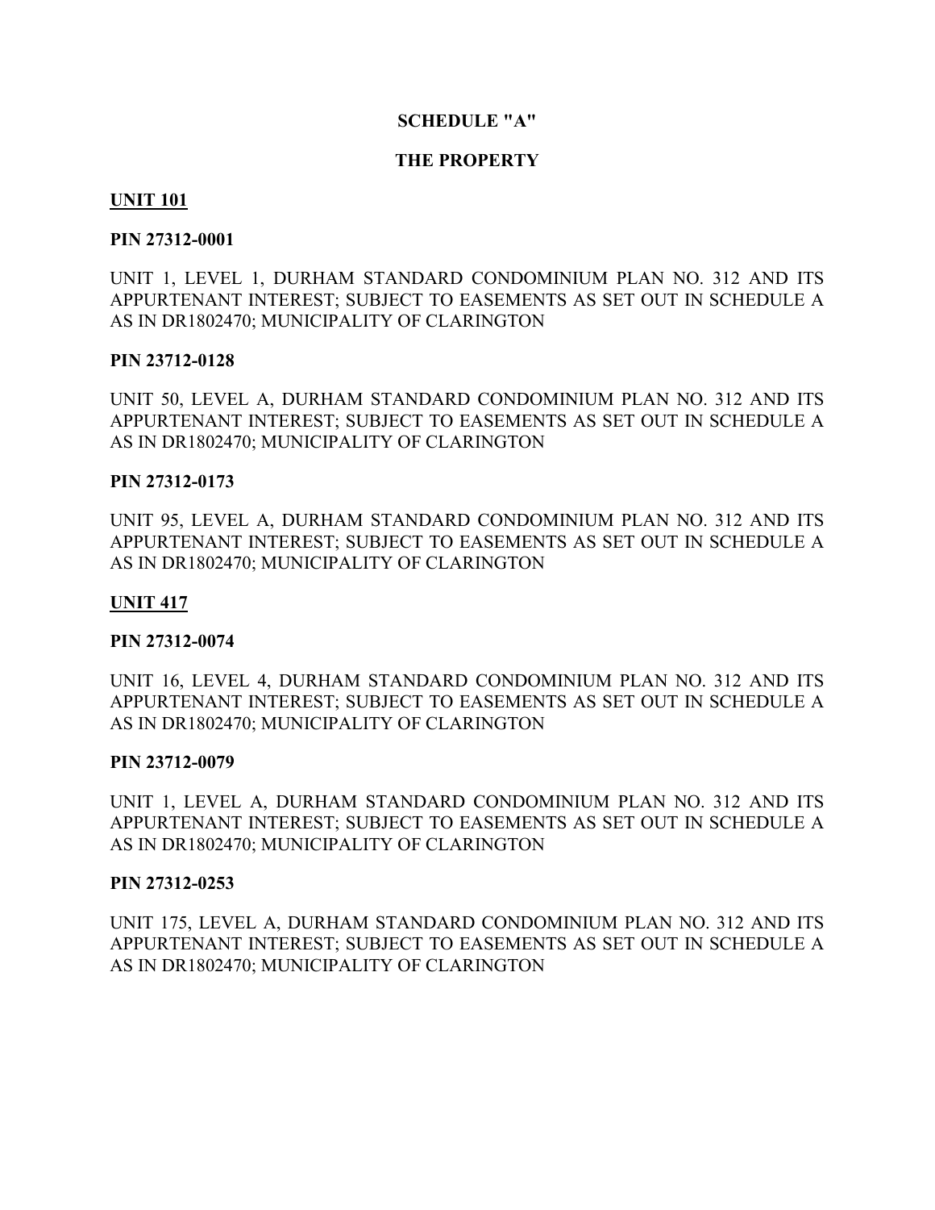**SCHEDULE "A"**

**THE PROPERTY**

**<u>UNIT 101</u>**

**PIN 27312-0001**

UNIT 1, LEVEL 1, DURHAM STANDARD CONDOMINIUM PLAN NO. 312 AND ITS APPURTENANT INTEREST; SUBJECT TO EASEMENTS AS SET OUT IN SCHEDULE A AS IN DR1802470; MUNICIPALITY OF CLARINGTON

**PIN 23712-0128**

UNIT 50, LEVEL A, DURHAM STANDARD CONDOMINIUM PLAN NO. 312 AND ITS APPURTENANT INTEREST; SUBJECT TO EASEMENTS AS SET OUT IN SCHEDULE A AS IN DR1802470; MUNICIPALITY OF CLARINGTON

**PIN 27312-0173**

UNIT 95, LEVEL A, DURHAM STANDARD CONDOMINIUM PLAN NO. 312 AND ITS APPURTENANT INTEREST; SUBJECT TO EASEMENTS AS SET OUT IN SCHEDULE A AS IN DR1802470; MUNICIPALITY OF CLARINGTON

**<u>UNIT 417</u>**

**PIN 27312-0074**

UNIT 16, LEVEL 4, DURHAM STANDARD CONDOMINIUM PLAN NO. 312 AND ITS APPURTENANT INTEREST; SUBJECT TO EASEMENTS AS SET OUT IN SCHEDULE A AS IN DR1802470; MUNICIPALITY OF CLARINGTON

**PIN 23712-0079**

UNIT 1, LEVEL A, DURHAM STANDARD CONDOMINIUM PLAN NO. 312 AND ITS APPURTENANT INTEREST; SUBJECT TO EASEMENTS AS SET OUT IN SCHEDULE A AS IN DR1802470; MUNICIPALITY OF CLARINGTON

**PIN 27312-0253**

UNIT 175, LEVEL A, DURHAM STANDARD CONDOMINIUM PLAN NO. 312 AND ITS APPURTENANT INTEREST; SUBJECT TO EASEMENTS AS SET OUT IN SCHEDULE A AS IN DR1802470; MUNICIPALITY OF CLARINGTON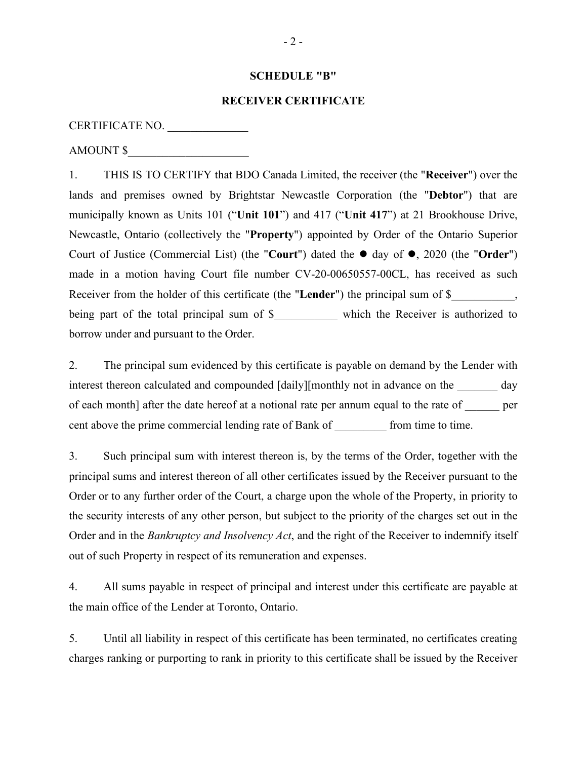## SCHEDULE "B"

## RECEIVER CERTIFICATE

CERTIFICATE NO. ______________

AMOUNT $_____________________

1. THIS IS TO CERTIFY that BDO Canada Limited, the receiver (the "**Receiver**") over the lands and premises owned by Brightstar Newcastle Corporation (the "**Debtor**") that are municipally known as Units 101 ("**Unit 101**") and 417 ("**Unit 417**") at 21 Brookhouse Drive, Newcastle, Ontario (collectively the "**Property**") appointed by Order of the Ontario Superior Court of Justice (Commercial List) (the "**Court**") dated the ● day of ●, 2020 (the "**Order**") made in a motion having Court file number CV-20-00650557-00CL, has received as such Receiver from the holder of this certificate (the "**Lender**") the principal sum of $___________, being part of the total principal sum of $___________ which the Receiver is authorized to borrow under and pursuant to the Order.

2. The principal sum evidenced by this certificate is payable on demand by the Lender with interest thereon calculated and compounded [daily][monthly not in advance on the _______ day of each month] after the date hereof at a notional rate per annum equal to the rate of ______ per cent above the prime commercial lending rate of Bank of _________ from time to time.

3. Such principal sum with interest thereon is, by the terms of the Order, together with the principal sums and interest thereon of all other certificates issued by the Receiver pursuant to the Order or to any further order of the Court, a charge upon the whole of the Property, in priority to the security interests of any other person, but subject to the priority of the charges set out in the Order and in the *Bankruptcy and Insolvency Act*, and the right of the Receiver to indemnify itself out of such Property in respect of its remuneration and expenses.

4. All sums payable in respect of principal and interest under this certificate are payable at the main office of the Lender at Toronto, Ontario.

5. Until all liability in respect of this certificate has been terminated, no certificates creating charges ranking or purporting to rank in priority to this certificate shall be issued by the Receiver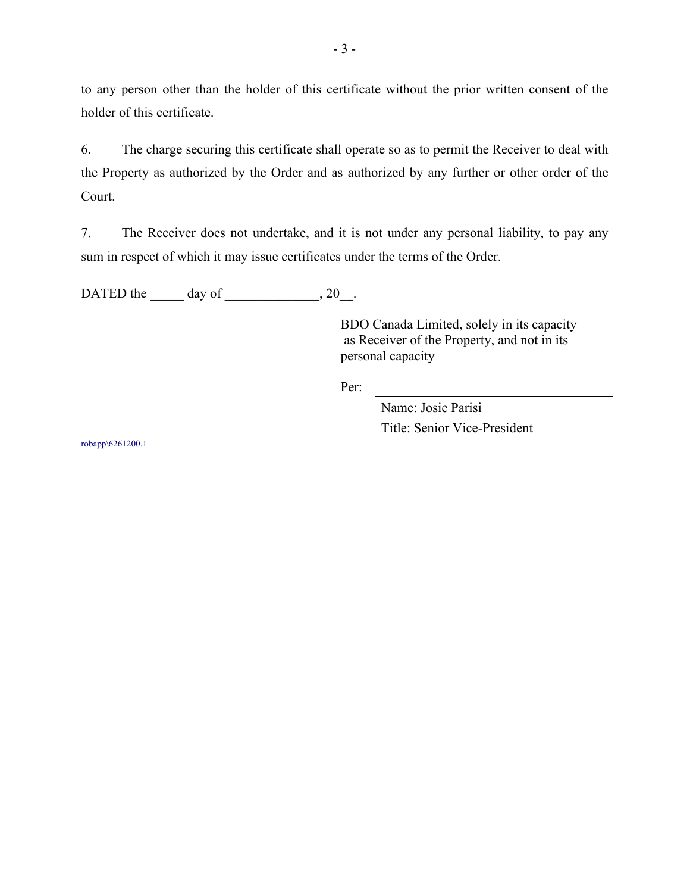to any person other than the holder of this certificate without the prior written consent of the holder of this certificate.

6. The charge securing this certificate shall operate so as to permit the Receiver to deal with the Property as authorized by the Order and as authorized by any further or other order of the Court.

7. The Receiver does not undertake, and it is not under any personal liability, to pay any sum in respect of which it may issue certificates under the terms of the Order.

DATED the _____ day of ______________, 20__.

BDO Canada Limited, solely in its capacity as Receiver of the Property, and not in its personal capacity

Per: ________________________________

Name: Josie Parisi

Title: Senior Vice-President

robapp\6261200.1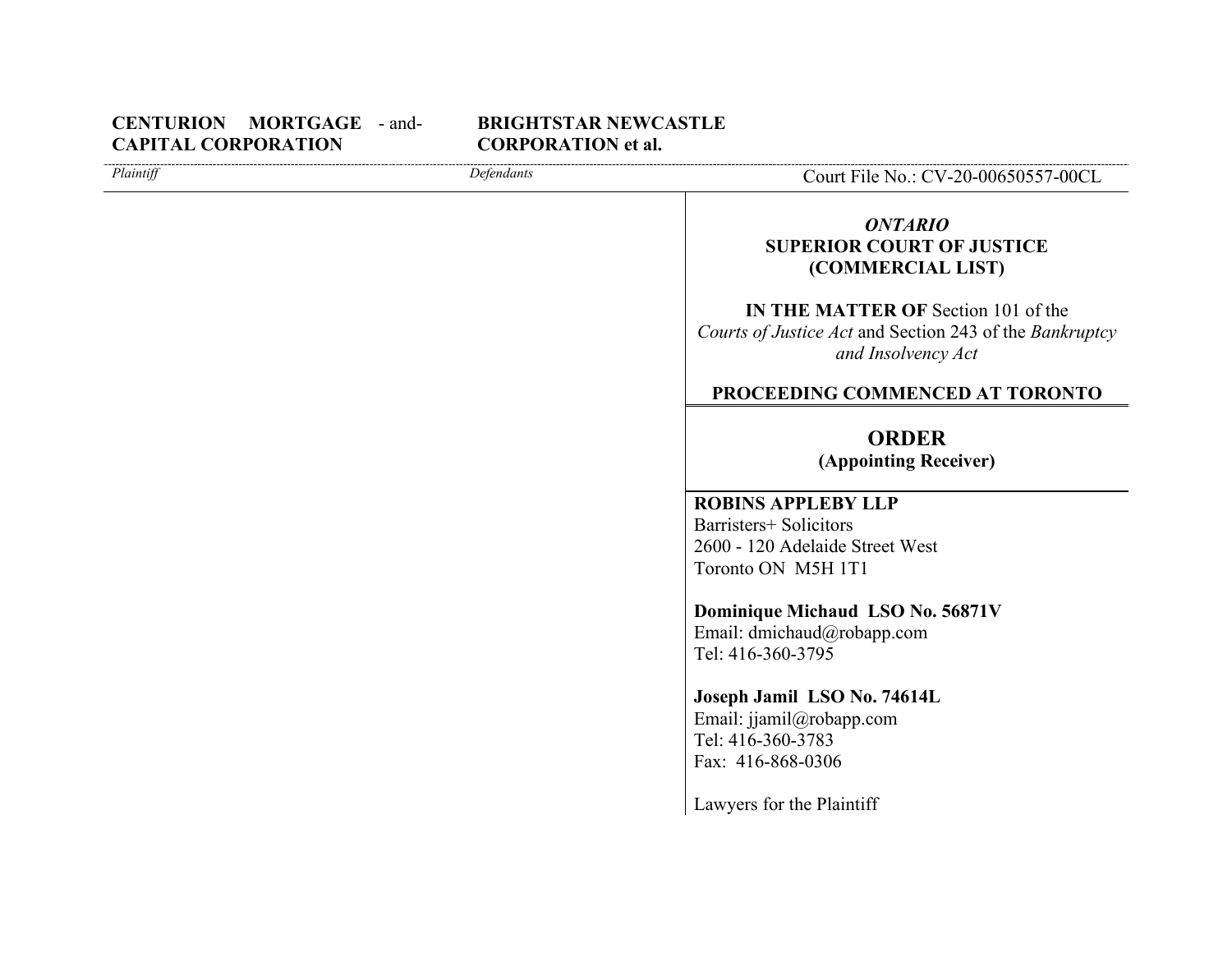**CENTURION MORTGAGE CAPITAL CORPORATION** - and- **BRIGHTSTAR NEWCASTLE CORPORATION et al.**

*Plaintiff* *Defendants*

Court File No.: CV-20-00650557-00CL

***ONTARIO***
**SUPERIOR COURT OF JUSTICE**
**(COMMERCIAL LIST)**

**IN THE MATTER OF** Section 101 of the *Courts of Justice Act* and Section 243 of the *Bankruptcy and Insolvency Act*

**PROCEEDING COMMENCED AT TORONTO**

## ORDER
**(Appointing Receiver)**

**ROBINS APPLEBY LLP**
Barristers+ Solicitors
2600 - 120 Adelaide Street West
Toronto ON M5H 1T1

**Dominique Michaud LSO No. 56871V**
Email: dmichaud@robapp.com
Tel: 416-360-3795

**Joseph Jamil LSO No. 74614L**
Email: jjamil@robapp.com
Tel: 416-360-3783
Fax: 416-868-0306

Lawyers for the Plaintiff